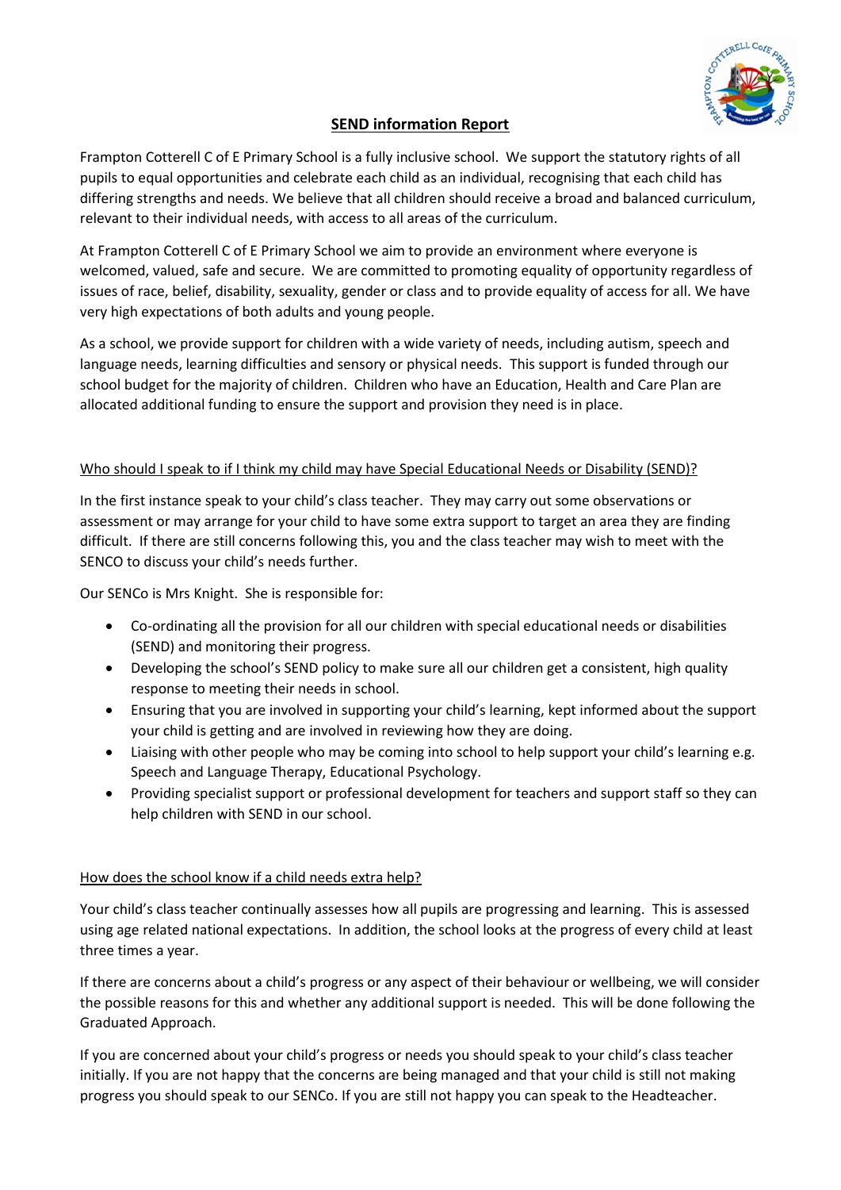# SEND information Report

Frampton Cotterell C of E Primary School is a fully inclusive school. We support the statutory rights of all pupils to equal opportunities and celebrate each child as an individual, recognising that each child has differing strengths and needs. We believe that all children should receive a broad and balanced curriculum, relevant to their individual needs, with access to all areas of the curriculum.

At Frampton Cotterell C of E Primary School we aim to provide an environment where everyone is welcomed, valued, safe and secure. We are committed to promoting equality of opportunity regardless of issues of race, belief, disability, sexuality, gender or class and to provide equality of access for all. We have very high expectations of both adults and young people.

As a school, we provide support for children with a wide variety of needs, including autism, speech and language needs, learning difficulties and sensory or physical needs. This support is funded through our school budget for the majority of children. Children who have an Education, Health and Care Plan are allocated additional funding to ensure the support and provision they need is in place.

## Who should I speak to if I think my child may have Special Educational Needs or Disability (SEND)?

In the first instance speak to your child's class teacher. They may carry out some observations or assessment or may arrange for your child to have some extra support to target an area they are finding difficult. If there are still concerns following this, you and the class teacher may wish to meet with the SENCO to discuss your child's needs further.

Our SENCo is Mrs Knight. She is responsible for:

- Co-ordinating all the provision for all our children with special educational needs or disabilities (SEND) and monitoring their progress.
- Developing the school's SEND policy to make sure all our children get a consistent, high quality response to meeting their needs in school.
- Ensuring that you are involved in supporting your child's learning, kept informed about the support your child is getting and are involved in reviewing how they are doing.
- Liaising with other people who may be coming into school to help support your child's learning e.g. Speech and Language Therapy, Educational Psychology.
- Providing specialist support or professional development for teachers and support staff so they can help children with SEND in our school.

## How does the school know if a child needs extra help?

Your child's class teacher continually assesses how all pupils are progressing and learning. This is assessed using age related national expectations. In addition, the school looks at the progress of every child at least three times a year.

If there are concerns about a child's progress or any aspect of their behaviour or wellbeing, we will consider the possible reasons for this and whether any additional support is needed. This will be done following the Graduated Approach.

If you are concerned about your child's progress or needs you should speak to your child's class teacher initially. If you are not happy that the concerns are being managed and that your child is still not making progress you should speak to our SENCo. If you are still not happy you can speak to the Headteacher.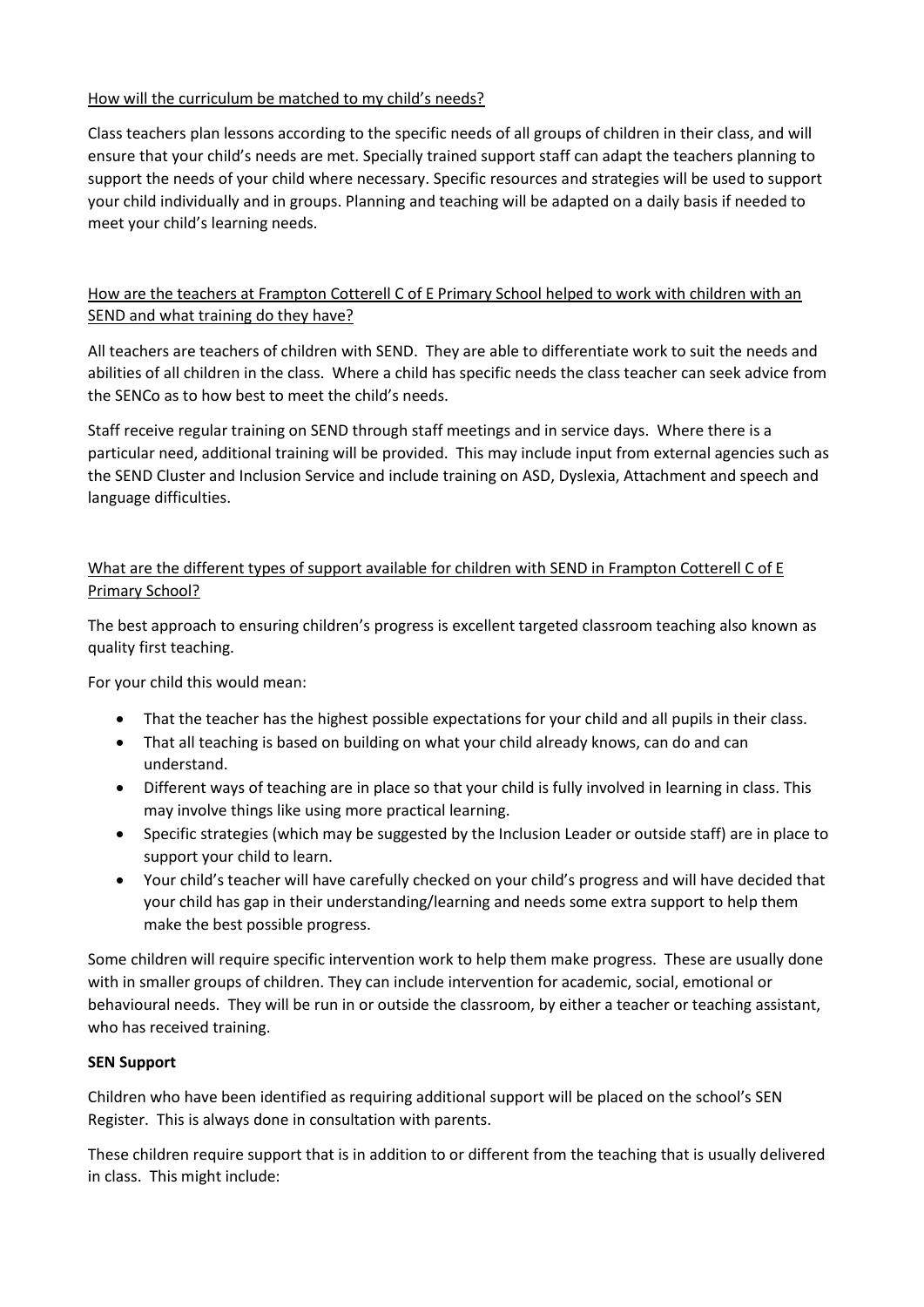How will the curriculum be matched to my child's needs?

Class teachers plan lessons according to the specific needs of all groups of children in their class, and will ensure that your child's needs are met. Specially trained support staff can adapt the teachers planning to support the needs of your child where necessary. Specific resources and strategies will be used to support your child individually and in groups. Planning and teaching will be adapted on a daily basis if needed to meet your child's learning needs.

How are the teachers at Frampton Cotterell C of E Primary School helped to work with children with an SEND and what training do they have?

All teachers are teachers of children with SEND. They are able to differentiate work to suit the needs and abilities of all children in the class. Where a child has specific needs the class teacher can seek advice from the SENCo as to how best to meet the child's needs.

Staff receive regular training on SEND through staff meetings and in service days. Where there is a particular need, additional training will be provided. This may include input from external agencies such as the SEND Cluster and Inclusion Service and include training on ASD, Dyslexia, Attachment and speech and language difficulties.

What are the different types of support available for children with SEND in Frampton Cotterell C of E Primary School?

The best approach to ensuring children's progress is excellent targeted classroom teaching also known as quality first teaching.

For your child this would mean:

- That the teacher has the highest possible expectations for your child and all pupils in their class.
- That all teaching is based on building on what your child already knows, can do and can understand.
- Different ways of teaching are in place so that your child is fully involved in learning in class. This may involve things like using more practical learning.
- Specific strategies (which may be suggested by the Inclusion Leader or outside staff) are in place to support your child to learn.
- Your child's teacher will have carefully checked on your child's progress and will have decided that your child has gap in their understanding/learning and needs some extra support to help them make the best possible progress.

Some children will require specific intervention work to help them make progress. These are usually done with in smaller groups of children. They can include intervention for academic, social, emotional or behavioural needs. They will be run in or outside the classroom, by either a teacher or teaching assistant, who has received training.

**SEN Support**

Children who have been identified as requiring additional support will be placed on the school's SEN Register. This is always done in consultation with parents.

These children require support that is in addition to or different from the teaching that is usually delivered in class. This might include: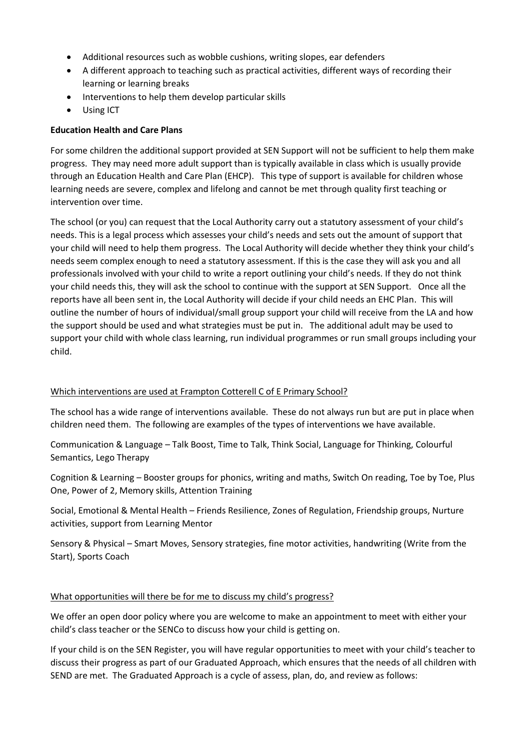- Additional resources such as wobble cushions, writing slopes, ear defenders
- A different approach to teaching such as practical activities, different ways of recording their learning or learning breaks
- Interventions to help them develop particular skills
- Using ICT

**Education Health and Care Plans**

For some children the additional support provided at SEN Support will not be sufficient to help them make progress. They may need more adult support than is typically available in class which is usually provide through an Education Health and Care Plan (EHCP). This type of support is available for children whose learning needs are severe, complex and lifelong and cannot be met through quality first teaching or intervention over time.

The school (or you) can request that the Local Authority carry out a statutory assessment of your child's needs. This is a legal process which assesses your child's needs and sets out the amount of support that your child will need to help them progress. The Local Authority will decide whether they think your child's needs seem complex enough to need a statutory assessment. If this is the case they will ask you and all professionals involved with your child to write a report outlining your child's needs. If they do not think your child needs this, they will ask the school to continue with the support at SEN Support. Once all the reports have all been sent in, the Local Authority will decide if your child needs an EHC Plan. This will outline the number of hours of individual/small group support your child will receive from the LA and how the support should be used and what strategies must be put in. The additional adult may be used to support your child with whole class learning, run individual programmes or run small groups including your child.

<u>Which interventions are used at Frampton Cotterell C of E Primary School?</u>

The school has a wide range of interventions available. These do not always run but are put in place when children need them. The following are examples of the types of interventions we have available.

Communication & Language – Talk Boost, Time to Talk, Think Social, Language for Thinking, Colourful Semantics, Lego Therapy

Cognition & Learning – Booster groups for phonics, writing and maths, Switch On reading, Toe by Toe, Plus One, Power of 2, Memory skills, Attention Training

Social, Emotional & Mental Health – Friends Resilience, Zones of Regulation, Friendship groups, Nurture activities, support from Learning Mentor

Sensory & Physical – Smart Moves, Sensory strategies, fine motor activities, handwriting (Write from the Start), Sports Coach

<u>What opportunities will there be for me to discuss my child's progress?</u>

We offer an open door policy where you are welcome to make an appointment to meet with either your child's class teacher or the SENCo to discuss how your child is getting on.

If your child is on the SEN Register, you will have regular opportunities to meet with your child's teacher to discuss their progress as part of our Graduated Approach, which ensures that the needs of all children with SEND are met. The Graduated Approach is a cycle of assess, plan, do, and review as follows: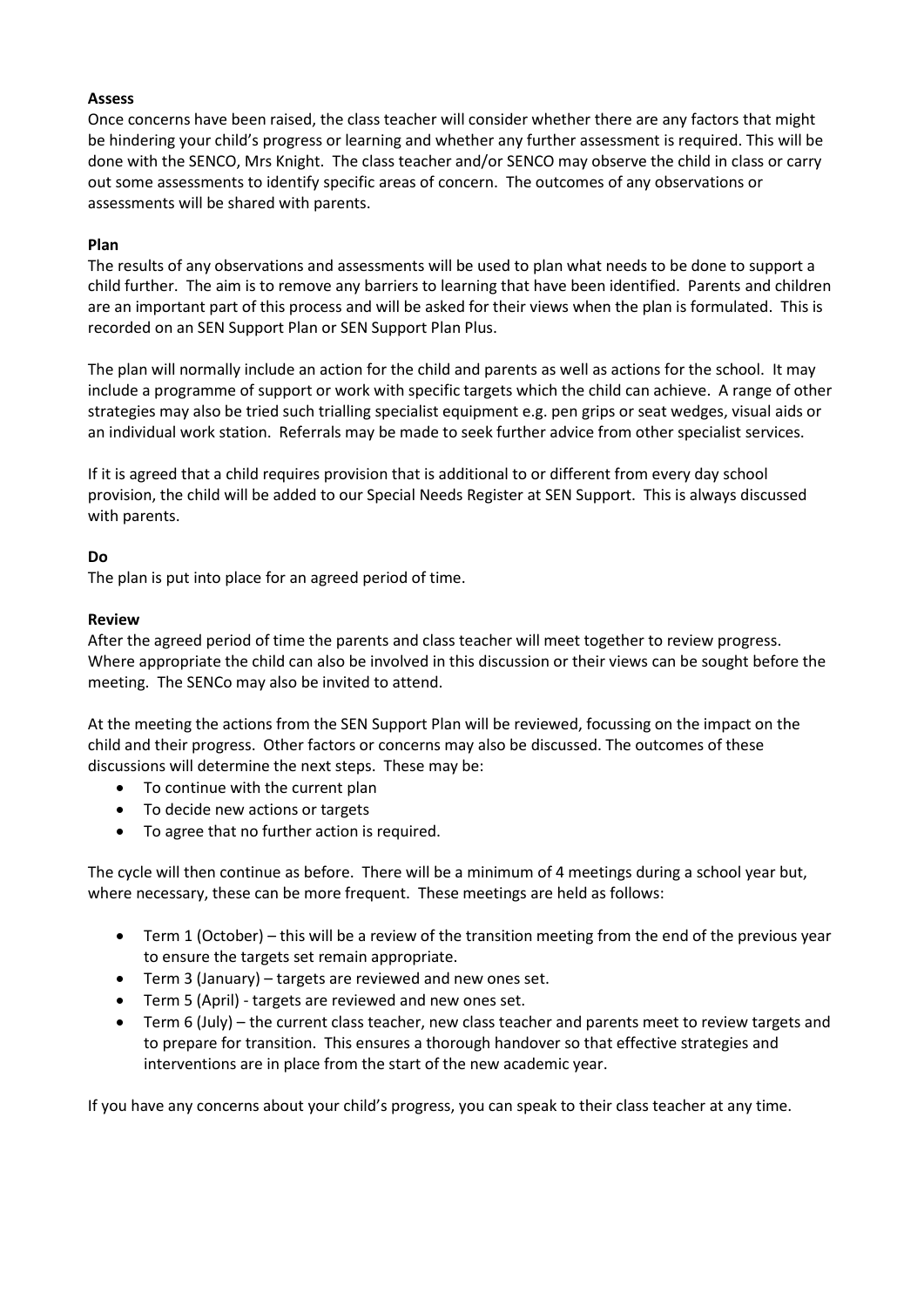**Assess**

Once concerns have been raised, the class teacher will consider whether there are any factors that might be hindering your child's progress or learning and whether any further assessment is required. This will be done with the SENCO, Mrs Knight. The class teacher and/or SENCO may observe the child in class or carry out some assessments to identify specific areas of concern. The outcomes of any observations or assessments will be shared with parents.

**Plan**

The results of any observations and assessments will be used to plan what needs to be done to support a child further. The aim is to remove any barriers to learning that have been identified. Parents and children are an important part of this process and will be asked for their views when the plan is formulated. This is recorded on an SEN Support Plan or SEN Support Plan Plus.

The plan will normally include an action for the child and parents as well as actions for the school. It may include a programme of support or work with specific targets which the child can achieve. A range of other strategies may also be tried such trialling specialist equipment e.g. pen grips or seat wedges, visual aids or an individual work station. Referrals may be made to seek further advice from other specialist services.

If it is agreed that a child requires provision that is additional to or different from every day school provision, the child will be added to our Special Needs Register at SEN Support. This is always discussed with parents.

**Do**

The plan is put into place for an agreed period of time.

**Review**

After the agreed period of time the parents and class teacher will meet together to review progress. Where appropriate the child can also be involved in this discussion or their views can be sought before the meeting. The SENCo may also be invited to attend.

At the meeting the actions from the SEN Support Plan will be reviewed, focussing on the impact on the child and their progress. Other factors or concerns may also be discussed. The outcomes of these discussions will determine the next steps. These may be:

- To continue with the current plan
- To decide new actions or targets
- To agree that no further action is required.

The cycle will then continue as before. There will be a minimum of 4 meetings during a school year but, where necessary, these can be more frequent. These meetings are held as follows:

- Term 1 (October) – this will be a review of the transition meeting from the end of the previous year to ensure the targets set remain appropriate.
- Term 3 (January) – targets are reviewed and new ones set.
- Term 5 (April) - targets are reviewed and new ones set.
- Term 6 (July) – the current class teacher, new class teacher and parents meet to review targets and to prepare for transition. This ensures a thorough handover so that effective strategies and interventions are in place from the start of the new academic year.

If you have any concerns about your child's progress, you can speak to their class teacher at any time.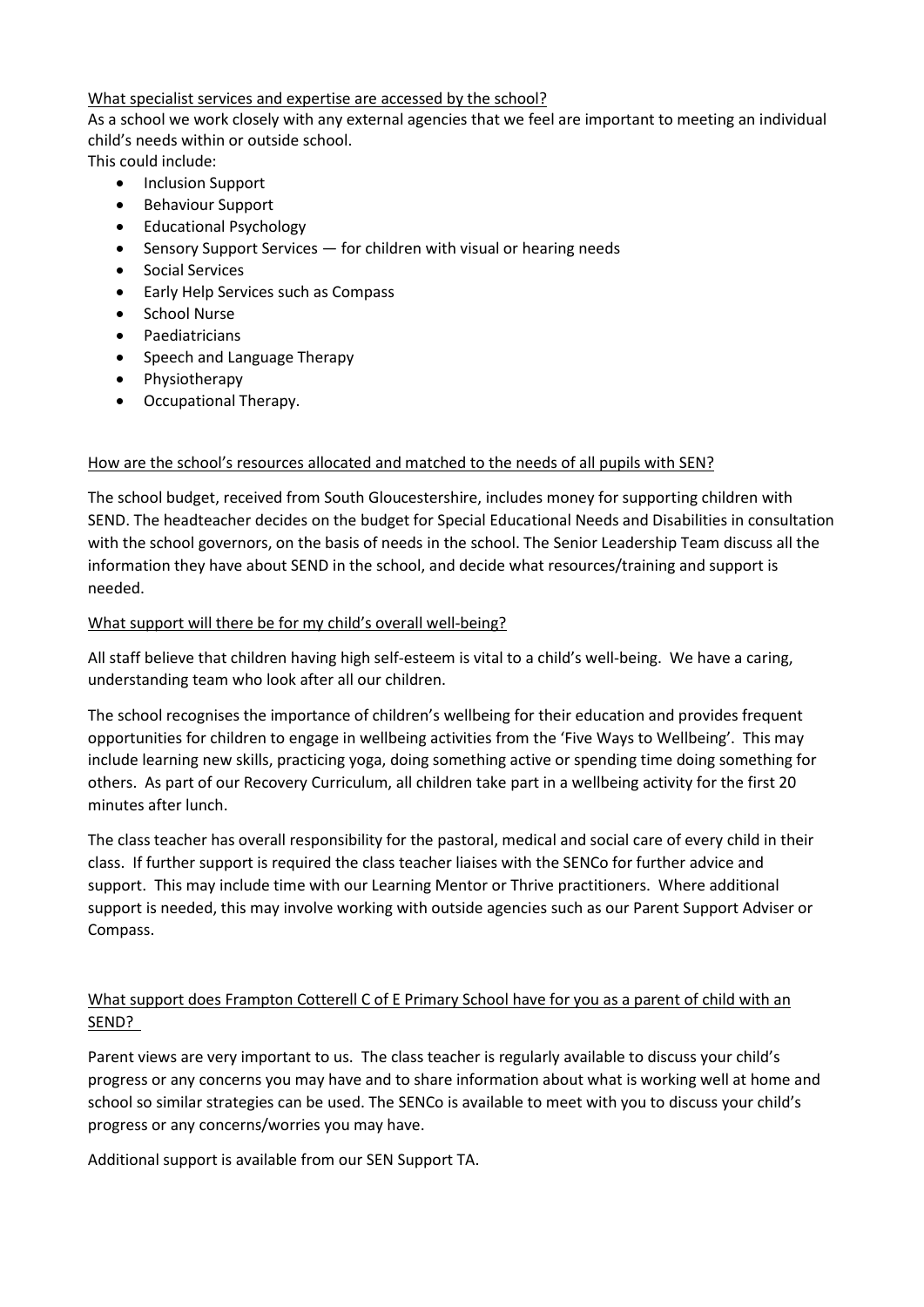What specialist services and expertise are accessed by the school?

As a school we work closely with any external agencies that we feel are important to meeting an individual child's needs within or outside school.

This could include:

- Inclusion Support
- Behaviour Support
- Educational Psychology
- Sensory Support Services — for children with visual or hearing needs
- Social Services
- Early Help Services such as Compass
- School Nurse
- Paediatricians
- Speech and Language Therapy
- Physiotherapy
- Occupational Therapy.

How are the school's resources allocated and matched to the needs of all pupils with SEN?

The school budget, received from South Gloucestershire, includes money for supporting children with SEND. The headteacher decides on the budget for Special Educational Needs and Disabilities in consultation with the school governors, on the basis of needs in the school. The Senior Leadership Team discuss all the information they have about SEND in the school, and decide what resources/training and support is needed.

What support will there be for my child's overall well-being?

All staff believe that children having high self-esteem is vital to a child's well-being. We have a caring, understanding team who look after all our children.

The school recognises the importance of children's wellbeing for their education and provides frequent opportunities for children to engage in wellbeing activities from the 'Five Ways to Wellbeing'. This may include learning new skills, practicing yoga, doing something active or spending time doing something for others. As part of our Recovery Curriculum, all children take part in a wellbeing activity for the first 20 minutes after lunch.

The class teacher has overall responsibility for the pastoral, medical and social care of every child in their class. If further support is required the class teacher liaises with the SENCo for further advice and support. This may include time with our Learning Mentor or Thrive practitioners. Where additional support is needed, this may involve working with outside agencies such as our Parent Support Adviser or Compass.

What support does Frampton Cotterell C of E Primary School have for you as a parent of child with an SEND?

Parent views are very important to us. The class teacher is regularly available to discuss your child's progress or any concerns you may have and to share information about what is working well at home and school so similar strategies can be used. The SENCo is available to meet with you to discuss your child's progress or any concerns/worries you may have.

Additional support is available from our SEN Support TA.